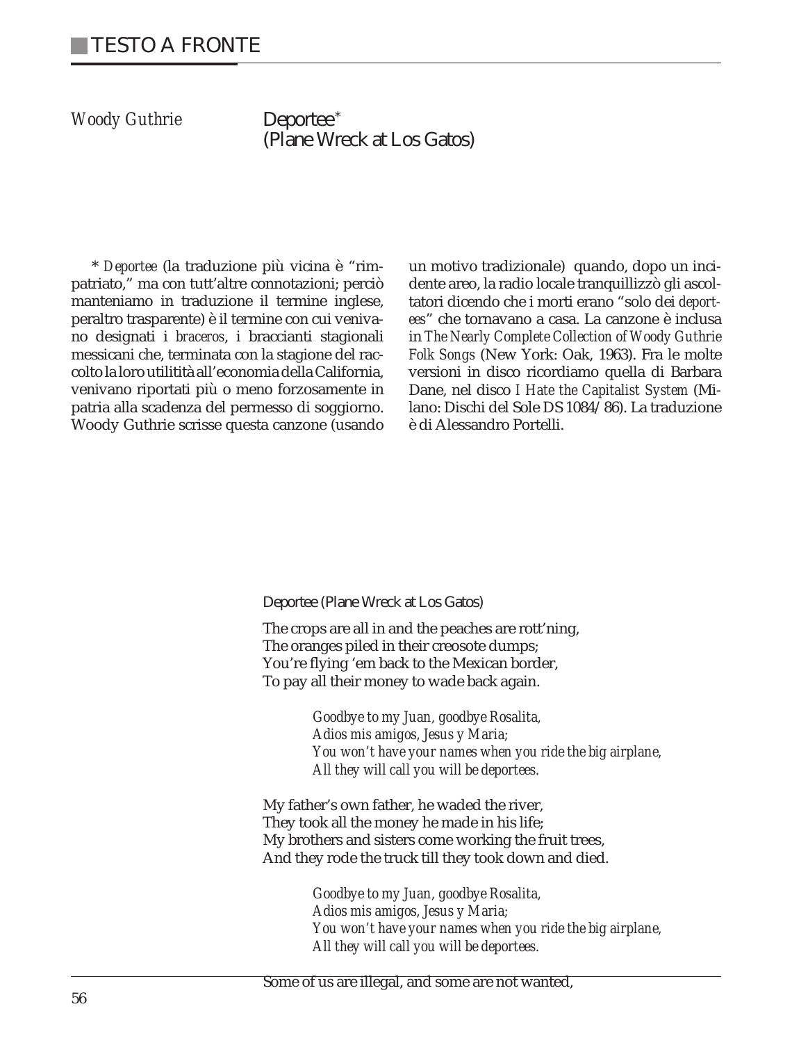# TESTO A FRONTE

*Woody Guthrie*

## Deportee*
## (Plane Wreck at Los Gatos)

\* *Deportee* (la traduzione più vicina è "rimpatriato," ma con tutt'altre connotazioni; perciò manteniamo in traduzione il termine inglese, peraltro trasparente) è il termine con cui venivano designati i *braceros*, i braccianti stagionali messicani che, terminata con la stagione del raccolto la loro utilitità all'economia della California, venivano riportati più o meno forzosamente in patria alla scadenza del permesso di soggiorno. Woody Guthrie scrisse questa canzone (usando un motivo tradizionale) quando, dopo un incidente areo, la radio locale tranquillizzò gli ascoltatori dicendo che i morti erano "solo dei *deportees*" che tornavano a casa. La canzone è inclusa in *The Nearly Complete Collection of Woody Guthrie Folk Songs* (New York: Oak, 1963). Fra le molte versioni in disco ricordiamo quella di Barbara Dane, nel disco *I Hate the Capitalist System* (Milano: Dischi del Sole DS 1084/86). La traduzione è di Alessandro Portelli.

Deportee (Plane Wreck at Los Gatos)

The crops are all in and the peaches are rott'ning,
The oranges piled in their creosote dumps;
You're flying 'em back to the Mexican border,
To pay all their money to wade back again.

*Goodbye to my Juan, goodbye Rosalita,*
*Adios mis amigos, Jesus y Maria;*
*You won't have your names when you ride the big airplane,*
*All they will call you will be deportees.*

My father's own father, he waded the river,
They took all the money he made in his life;
My brothers and sisters come working the fruit trees,
And they rode the truck till they took down and died.

*Goodbye to my Juan, goodbye Rosalita,*
*Adios mis amigos, Jesus y Maria;*
*You won't have your names when you ride the big airplane,*
*All they will call you will be deportees.*

Some of us are illegal, and some are not wanted,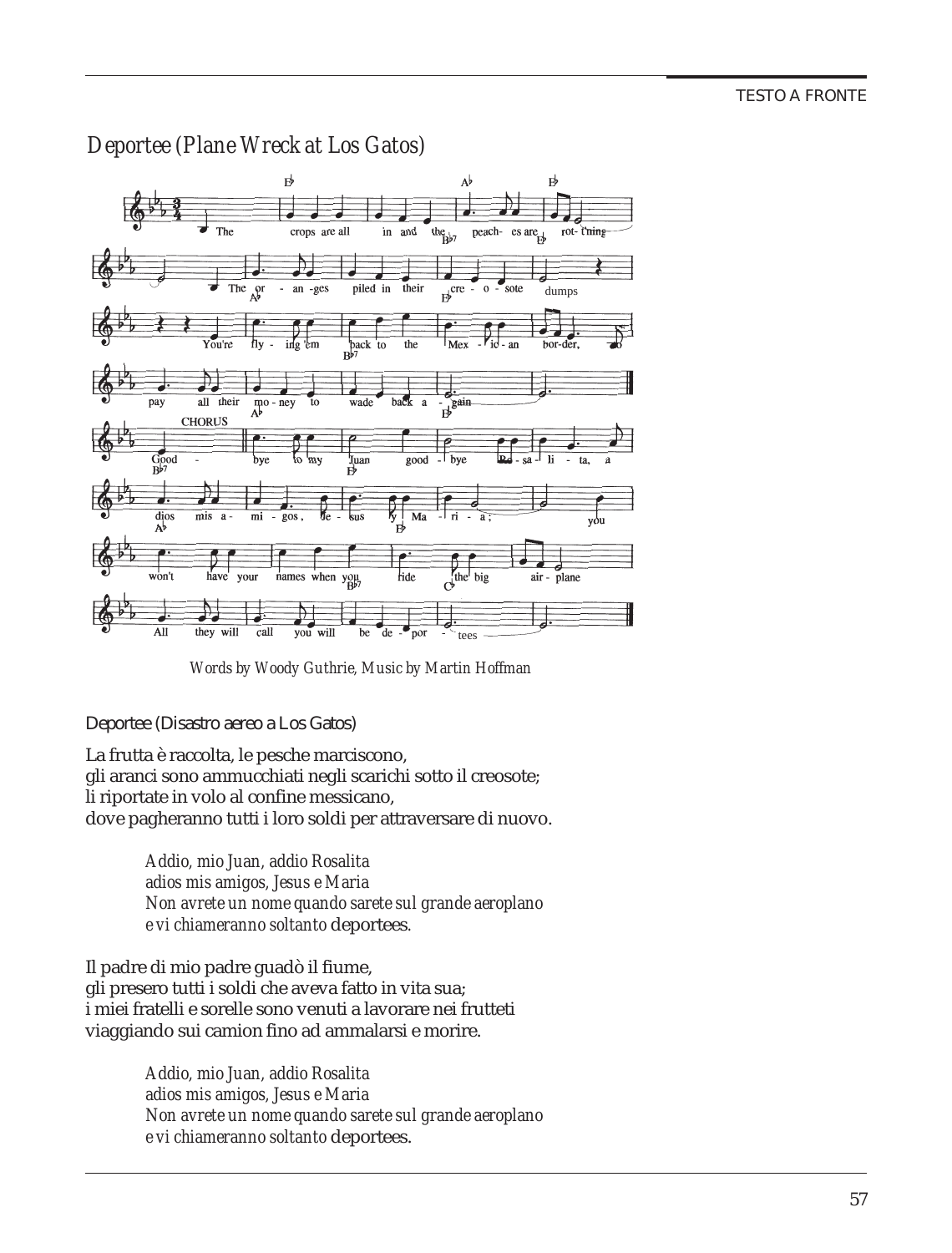# Deportee (Plane Wreck at Los Gatos)

*Words by Woody Guthrie, Music by Martin Hoffman*

Deportee (Disastro aereo a Los Gatos)

La frutta è raccolta, le pesche marciscono,
gli aranci sono ammucchiati negli scarichi sotto il creosote;
li riportate in volo al confine messicano,
dove pagheranno tutti i loro soldi per attraversare di nuovo.

> *Addio, mio Juan, addio Rosalita*
> *adios mis amigos, Jesus e Maria*
> *Non avrete un nome quando sarete sul grande aeroplano*
> *e vi chiameranno soltanto* deportees.

Il padre di mio padre guadò il fiume,
gli presero tutti i soldi che aveva fatto in vita sua;
i miei fratelli e sorelle sono venuti a lavorare nei frutteti
viaggiando sui camion fino ad ammalarsi e morire.

> *Addio, mio Juan, addio Rosalita*
> *adios mis amigos, Jesus e Maria*
> *Non avrete un nome quando sarete sul grande aeroplano*
> *e vi chiameranno soltanto* deportees.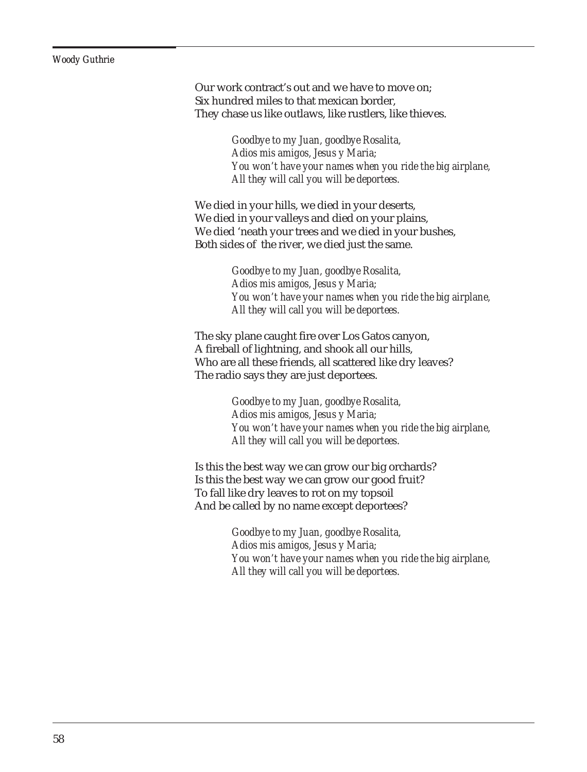Our work contract's out and we have to move on;
Six hundred miles to that mexican border,
They chase us like outlaws, like rustlers, like thieves.

> *Goodbye to my Juan, goodbye Rosalita,*
> *Adios mis amigos, Jesus y Maria;*
> *You won't have your names when you ride the big airplane,*
> *All they will call you will be deportees.*

We died in your hills, we died in your deserts,
We died in your valleys and died on your plains,
We died 'neath your trees and we died in your bushes,
Both sides of the river, we died just the same.

> *Goodbye to my Juan, goodbye Rosalita,*
> *Adios mis amigos, Jesus y Maria;*
> *You won't have your names when you ride the big airplane,*
> *All they will call you will be deportees.*

The sky plane caught fire over Los Gatos canyon,
A fireball of lightning, and shook all our hills,
Who are all these friends, all scattered like dry leaves?
The radio says they are just deportees.

> *Goodbye to my Juan, goodbye Rosalita,*
> *Adios mis amigos, Jesus y Maria;*
> *You won't have your names when you ride the big airplane,*
> *All they will call you will be deportees.*

Is this the best way we can grow our big orchards?
Is this the best way we can grow our good fruit?
To fall like dry leaves to rot on my topsoil
And be called by no name except deportees?

> *Goodbye to my Juan, goodbye Rosalita,*
> *Adios mis amigos, Jesus y Maria;*
> *You won't have your names when you ride the big airplane,*
> *All they will call you will be deportees.*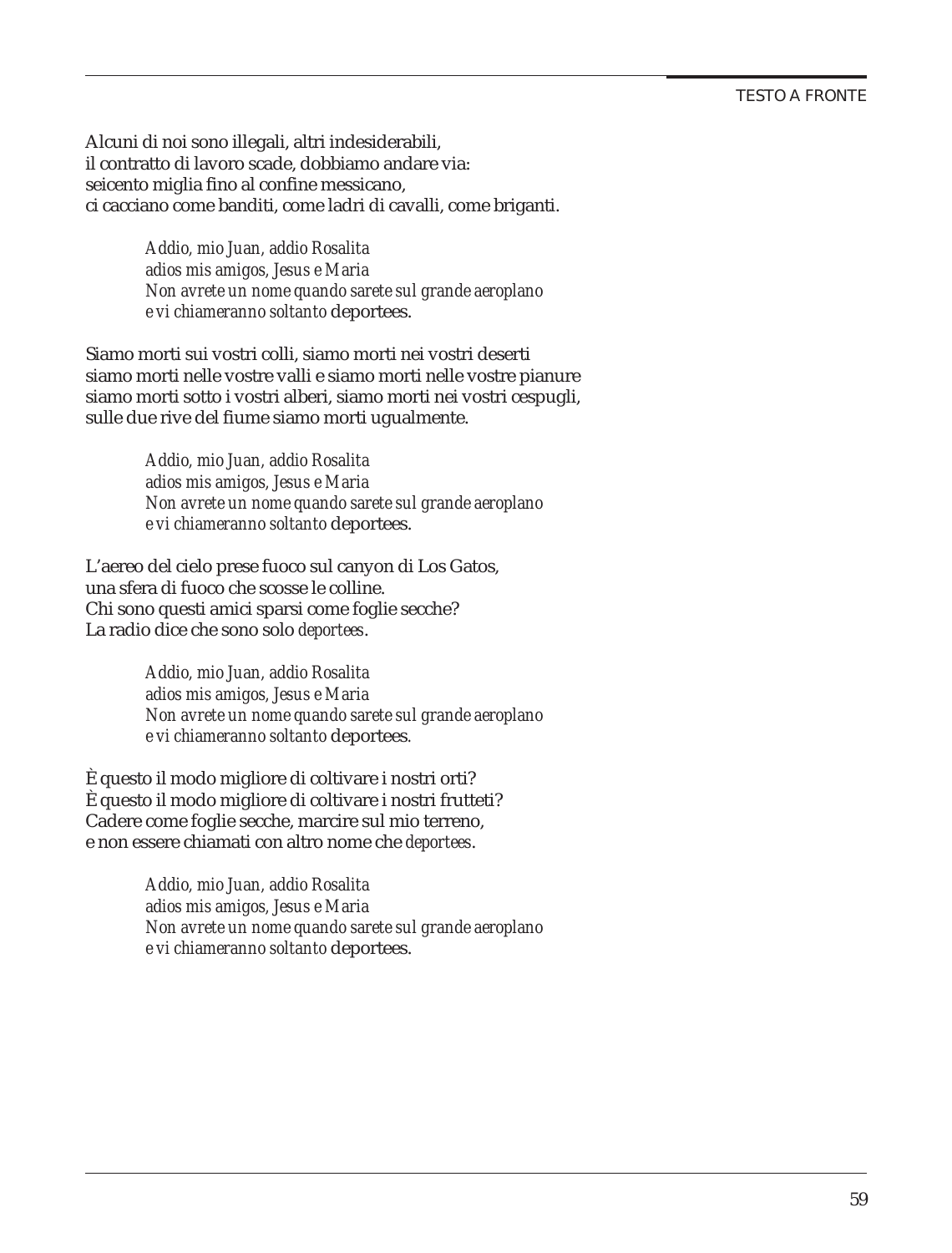Alcuni di noi sono illegali, altri indesiderabili,
il contratto di lavoro scade, dobbiamo andare via:
seicento miglia fino al confine messicano,
ci cacciano come banditi, come ladri di cavalli, come briganti.

> *Addio, mio Juan, addio Rosalita*
> *adios mis amigos, Jesus e Maria*
> *Non avrete un nome quando sarete sul grande aeroplano*
> *e vi chiameranno soltanto* deportees.

Siamo morti sui vostri colli, siamo morti nei vostri deserti
siamo morti nelle vostre valli e siamo morti nelle vostre pianure
siamo morti sotto i vostri alberi, siamo morti nei vostri cespugli,
sulle due rive del fiume siamo morti ugualmente.

> *Addio, mio Juan, addio Rosalita*
> *adios mis amigos, Jesus e Maria*
> *Non avrete un nome quando sarete sul grande aeroplano*
> *e vi chiameranno soltanto* deportees.

L'aereo del cielo prese fuoco sul canyon di Los Gatos,
una sfera di fuoco che scosse le colline.
Chi sono questi amici sparsi come foglie secche?
La radio dice che sono solo *deportees*.

> *Addio, mio Juan, addio Rosalita*
> *adios mis amigos, Jesus e Maria*
> *Non avrete un nome quando sarete sul grande aeroplano*
> *e vi chiameranno soltanto* deportees.

È questo il modo migliore di coltivare i nostri orti?
È questo il modo migliore di coltivare i nostri frutteti?
Cadere come foglie secche, marcire sul mio terreno,
e non essere chiamati con altro nome che *deportees*.

> *Addio, mio Juan, addio Rosalita*
> *adios mis amigos, Jesus e Maria*
> *Non avrete un nome quando sarete sul grande aeroplano*
> *e vi chiameranno soltanto* deportees.